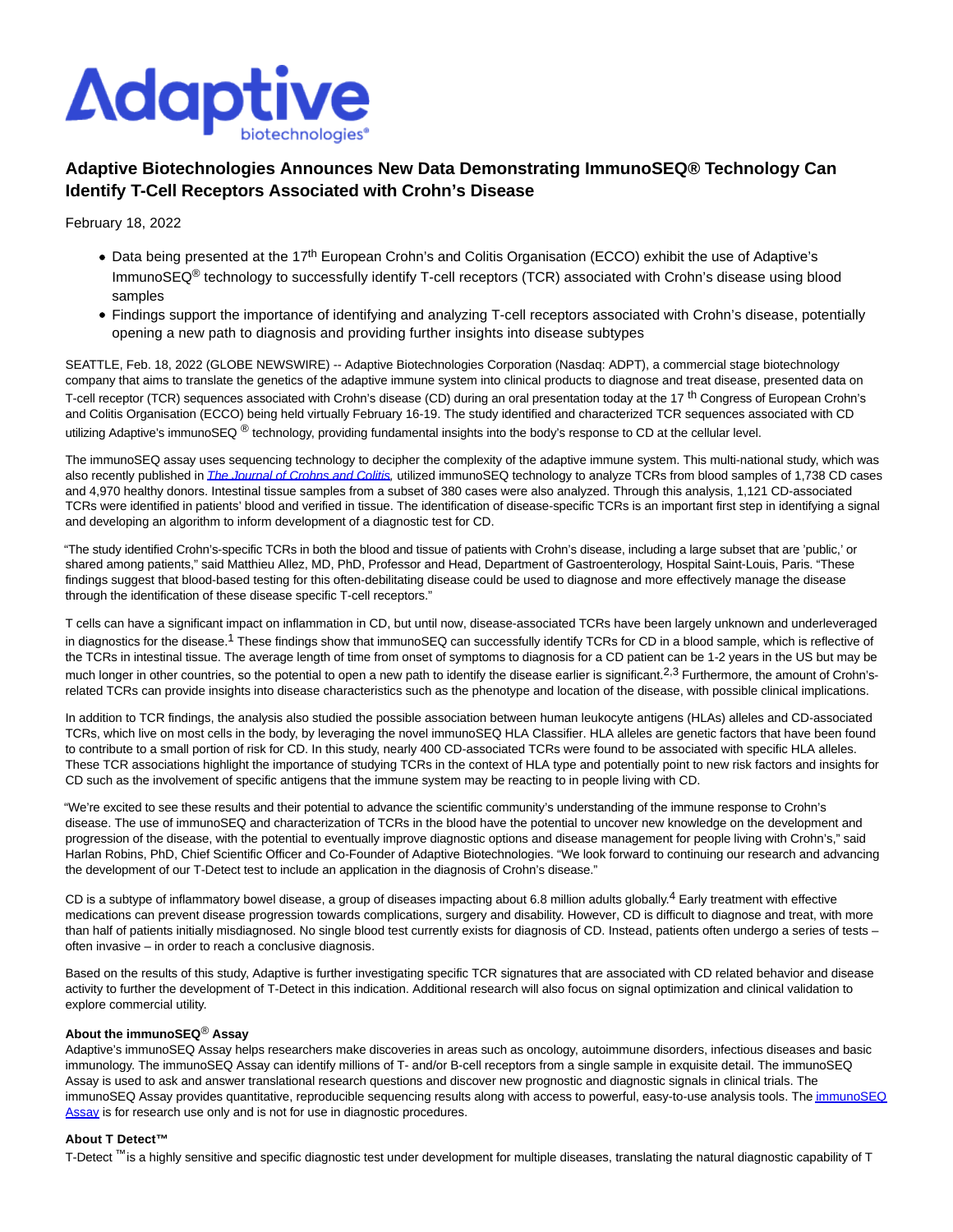# Adaptive Biotechnologies Announces New Data Demonstrating ImmunoSEQ® Technology Can Identify T-Cell Receptors Associated with Crohn's Disease

February 18, 2022

- Data being presented at the 17th European Crohn's and Colitis Organisation (ECCO) exhibit the use of Adaptive's ImmunoSEQ® technology to successfully identify T-cell receptors (TCR) associated with Crohn's disease using blood samples
- Findings support the importance of identifying and analyzing T-cell receptors associated with Crohn's disease, potentially opening a new path to diagnosis and providing further insights into disease subtypes

SEATTLE, Feb. 18, 2022 (GLOBE NEWSWIRE) -- Adaptive Biotechnologies Corporation (Nasdaq: ADPT), a commercial stage biotechnology company that aims to translate the genetics of the adaptive immune system into clinical products to diagnose and treat disease, presented data on T-cell receptor (TCR) sequences associated with Crohn's disease (CD) during an oral presentation today at the 17 th Congress of European Crohn's and Colitis Organisation (ECCO) being held virtually February 16-19. The study identified and characterized TCR sequences associated with CD utilizing Adaptive's immunoSEQ ® technology, providing fundamental insights into the body's response to CD at the cellular level.

The immunoSEQ assay uses sequencing technology to decipher the complexity of the adaptive immune system. This multi-national study, which was also recently published in *The Journal of Crohns and Colitis*, utilized immunoSEQ technology to analyze TCRs from blood samples of 1,738 CD cases and 4,970 healthy donors. Intestinal tissue samples from a subset of 380 cases were also analyzed. Through this analysis, 1,121 CD-associated TCRs were identified in patients' blood and verified in tissue. The identification of disease-specific TCRs is an important first step in identifying a signal and developing an algorithm to inform development of a diagnostic test for CD.

"The study identified Crohn's-specific TCRs in both the blood and tissue of patients with Crohn's disease, including a large subset that are 'public,' or shared among patients," said Matthieu Allez, MD, PhD, Professor and Head, Department of Gastroenterology, Hospital Saint-Louis, Paris. "These findings suggest that blood-based testing for this often-debilitating disease could be used to diagnose and more effectively manage the disease through the identification of these disease specific T-cell receptors."

T cells can have a significant impact on inflammation in CD, but until now, disease-associated TCRs have been largely unknown and underleveraged in diagnostics for the disease.[1] These findings show that immunoSEQ can successfully identify TCRs for CD in a blood sample, which is reflective of the TCRs in intestinal tissue. The average length of time from onset of symptoms to diagnosis for a CD patient can be 1-2 years in the US but may be much longer in other countries, so the potential to open a new path to identify the disease earlier is significant.[2,3] Furthermore, the amount of Crohn's-related TCRs can provide insights into disease characteristics such as the phenotype and location of the disease, with possible clinical implications.

In addition to TCR findings, the analysis also studied the possible association between human leukocyte antigens (HLAs) alleles and CD-associated TCRs, which live on most cells in the body, by leveraging the novel immunoSEQ HLA Classifier. HLA alleles are genetic factors that have been found to contribute to a small portion of risk for CD. In this study, nearly 400 CD-associated TCRs were found to be associated with specific HLA alleles. These TCR associations highlight the importance of studying TCRs in the context of HLA type and potentially point to new risk factors and insights for CD such as the involvement of specific antigens that the immune system may be reacting to in people living with CD.

"We're excited to see these results and their potential to advance the scientific community's understanding of the immune response to Crohn's disease. The use of immunoSEQ and characterization of TCRs in the blood have the potential to uncover new knowledge on the development and progression of the disease, with the potential to eventually improve diagnostic options and disease management for people living with Crohn's," said Harlan Robins, PhD, Chief Scientific Officer and Co-Founder of Adaptive Biotechnologies. "We look forward to continuing our research and advancing the development of our T-Detect test to include an application in the diagnosis of Crohn's disease."

CD is a subtype of inflammatory bowel disease, a group of diseases impacting about 6.8 million adults globally.[4] Early treatment with effective medications can prevent disease progression towards complications, surgery and disability. However, CD is difficult to diagnose and treat, with more than half of patients initially misdiagnosed. No single blood test currently exists for diagnosis of CD. Instead, patients often undergo a series of tests – often invasive – in order to reach a conclusive diagnosis.

Based on the results of this study, Adaptive is further investigating specific TCR signatures that are associated with CD related behavior and disease activity to further the development of T-Detect in this indication. Additional research will also focus on signal optimization and clinical validation to explore commercial utility.

**About the immunoSEQ® Assay**
Adaptive's immunoSEQ Assay helps researchers make discoveries in areas such as oncology, autoimmune disorders, infectious diseases and basic immunology. The immunoSEQ Assay can identify millions of T- and/or B-cell receptors from a single sample in exquisite detail. The immunoSEQ Assay is used to ask and answer translational research questions and discover new prognostic and diagnostic signals in clinical trials. The immunoSEQ Assay provides quantitative, reproducible sequencing results along with access to powerful, easy-to-use analysis tools. The immunoSEQ Assay is for research use only and is not for use in diagnostic procedures.

**About T Detect™**
T-Detect ™ is a highly sensitive and specific diagnostic test under development for multiple diseases, translating the natural diagnostic capability of T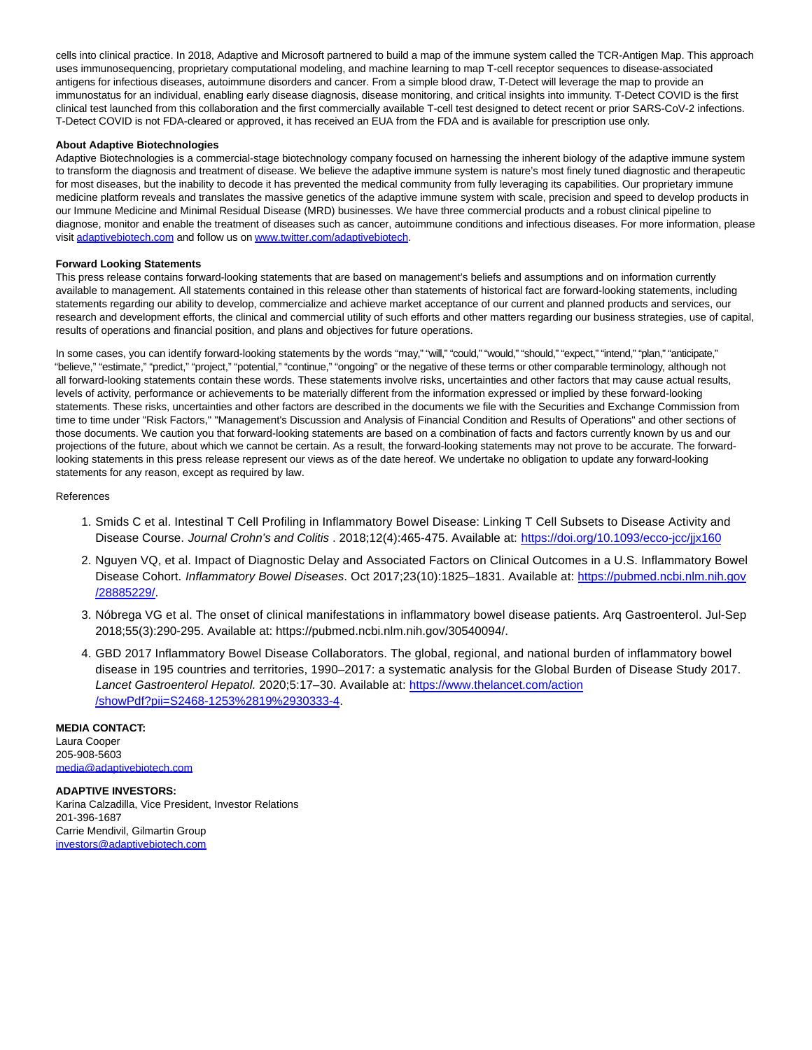cells into clinical practice. In 2018, Adaptive and Microsoft partnered to build a map of the immune system called the TCR-Antigen Map. This approach uses immunosequencing, proprietary computational modeling, and machine learning to map T-cell receptor sequences to disease-associated antigens for infectious diseases, autoimmune disorders and cancer. From a simple blood draw, T-Detect will leverage the map to provide an immunostatus for an individual, enabling early disease diagnosis, disease monitoring, and critical insights into immunity. T-Detect COVID is the first clinical test launched from this collaboration and the first commercially available T-cell test designed to detect recent or prior SARS-CoV-2 infections. T-Detect COVID is not FDA-cleared or approved, it has received an EUA from the FDA and is available for prescription use only.

**About Adaptive Biotechnologies**

Adaptive Biotechnologies is a commercial-stage biotechnology company focused on harnessing the inherent biology of the adaptive immune system to transform the diagnosis and treatment of disease. We believe the adaptive immune system is nature's most finely tuned diagnostic and therapeutic for most diseases, but the inability to decode it has prevented the medical community from fully leveraging its capabilities. Our proprietary immune medicine platform reveals and translates the massive genetics of the adaptive immune system with scale, precision and speed to develop products in our Immune Medicine and Minimal Residual Disease (MRD) businesses. We have three commercial products and a robust clinical pipeline to diagnose, monitor and enable the treatment of diseases such as cancer, autoimmune conditions and infectious diseases. For more information, please visit adaptivebiotech.com and follow us on www.twitter.com/adaptivebiotech.

**Forward Looking Statements**

This press release contains forward-looking statements that are based on management's beliefs and assumptions and on information currently available to management. All statements contained in this release other than statements of historical fact are forward-looking statements, including statements regarding our ability to develop, commercialize and achieve market acceptance of our current and planned products and services, our research and development efforts, the clinical and commercial utility of such efforts and other matters regarding our business strategies, use of capital, results of operations and financial position, and plans and objectives for future operations.

In some cases, you can identify forward-looking statements by the words "may," "will," "could," "would," "should," "expect," "intend," "plan," "anticipate," "believe," "estimate," "predict," "project," "potential," "continue," "ongoing" or the negative of these terms or other comparable terminology, although not all forward-looking statements contain these words. These statements involve risks, uncertainties and other factors that may cause actual results, levels of activity, performance or achievements to be materially different from the information expressed or implied by these forward-looking statements. These risks, uncertainties and other factors are described in the documents we file with the Securities and Exchange Commission from time to time under "Risk Factors," "Management's Discussion and Analysis of Financial Condition and Results of Operations" and other sections of those documents. We caution you that forward-looking statements are based on a combination of facts and factors currently known by us and our projections of the future, about which we cannot be certain. As a result, the forward-looking statements may not prove to be accurate. The forward-looking statements in this press release represent our views as of the date hereof. We undertake no obligation to update any forward-looking statements for any reason, except as required by law.

References

1. Smids C et al. Intestinal T Cell Profiling in Inflammatory Bowel Disease: Linking T Cell Subsets to Disease Activity and Disease Course. *Journal Crohn's and Colitis* . 2018;12(4):465-475. Available at: https://doi.org/10.1093/ecco-jcc/jjx160
2. Nguyen VQ, et al. Impact of Diagnostic Delay and Associated Factors on Clinical Outcomes in a U.S. Inflammatory Bowel Disease Cohort. *Inflammatory Bowel Diseases*. Oct 2017;23(10):1825–1831. Available at: https://pubmed.ncbi.nlm.nih.gov/28885229/.
3. Nóbrega VG et al. The onset of clinical manifestations in inflammatory bowel disease patients. Arq Gastroenterol. Jul-Sep 2018;55(3):290-295. Available at: https://pubmed.ncbi.nlm.nih.gov/30540094/.
4. GBD 2017 Inflammatory Bowel Disease Collaborators. The global, regional, and national burden of inflammatory bowel disease in 195 countries and territories, 1990–2017: a systematic analysis for the Global Burden of Disease Study 2017. *Lancet Gastroenterol Hepatol.* 2020;5:17–30. Available at: https://www.thelancet.com/action/showPdf?pii=S2468-1253%2819%2930333-4.

**MEDIA CONTACT:**
Laura Cooper
205-908-5603
media@adaptivebiotech.com

**ADAPTIVE INVESTORS:**
Karina Calzadilla, Vice President, Investor Relations
201-396-1687
Carrie Mendivil, Gilmartin Group
investors@adaptivebiotech.com